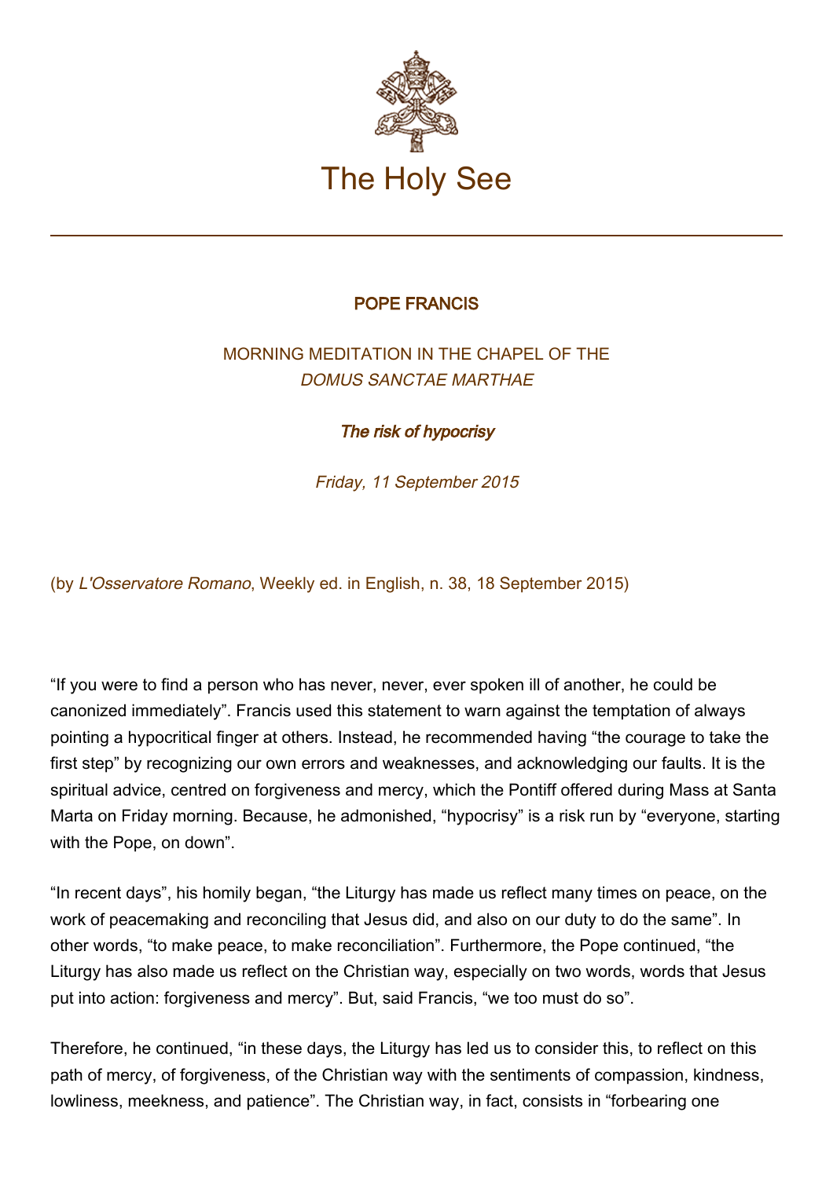# The Holy See

## POPE FRANCIS

### MORNING MEDITATION IN THE CHAPEL OF THE *DOMUS SANCTAE MARTHAE*

### ***The risk of hypocrisy***

*Friday, 11 September 2015*

(by *L'Osservatore Romano*, Weekly ed. in English, n. 38, 18 September 2015)

“If you were to find a person who has never, never, ever spoken ill of another, he could be canonized immediately”. Francis used this statement to warn against the temptation of always pointing a hypocritical finger at others. Instead, he recommended having “the courage to take the first step” by recognizing our own errors and weaknesses, and acknowledging our faults. It is the spiritual advice, centred on forgiveness and mercy, which the Pontiff offered during Mass at Santa Marta on Friday morning. Because, he admonished, “hypocrisy” is a risk run by “everyone, starting with the Pope, on down”.

“In recent days”, his homily began, “the Liturgy has made us reflect many times on peace, on the work of peacemaking and reconciling that Jesus did, and also on our duty to do the same”. In other words, “to make peace, to make reconciliation”. Furthermore, the Pope continued, “the Liturgy has also made us reflect on the Christian way, especially on two words, words that Jesus put into action: forgiveness and mercy”. But, said Francis, “we too must do so”.

Therefore, he continued, “in these days, the Liturgy has led us to consider this, to reflect on this path of mercy, of forgiveness, of the Christian way with the sentiments of compassion, kindness, lowliness, meekness, and patience”. The Christian way, in fact, consists in “forbearing one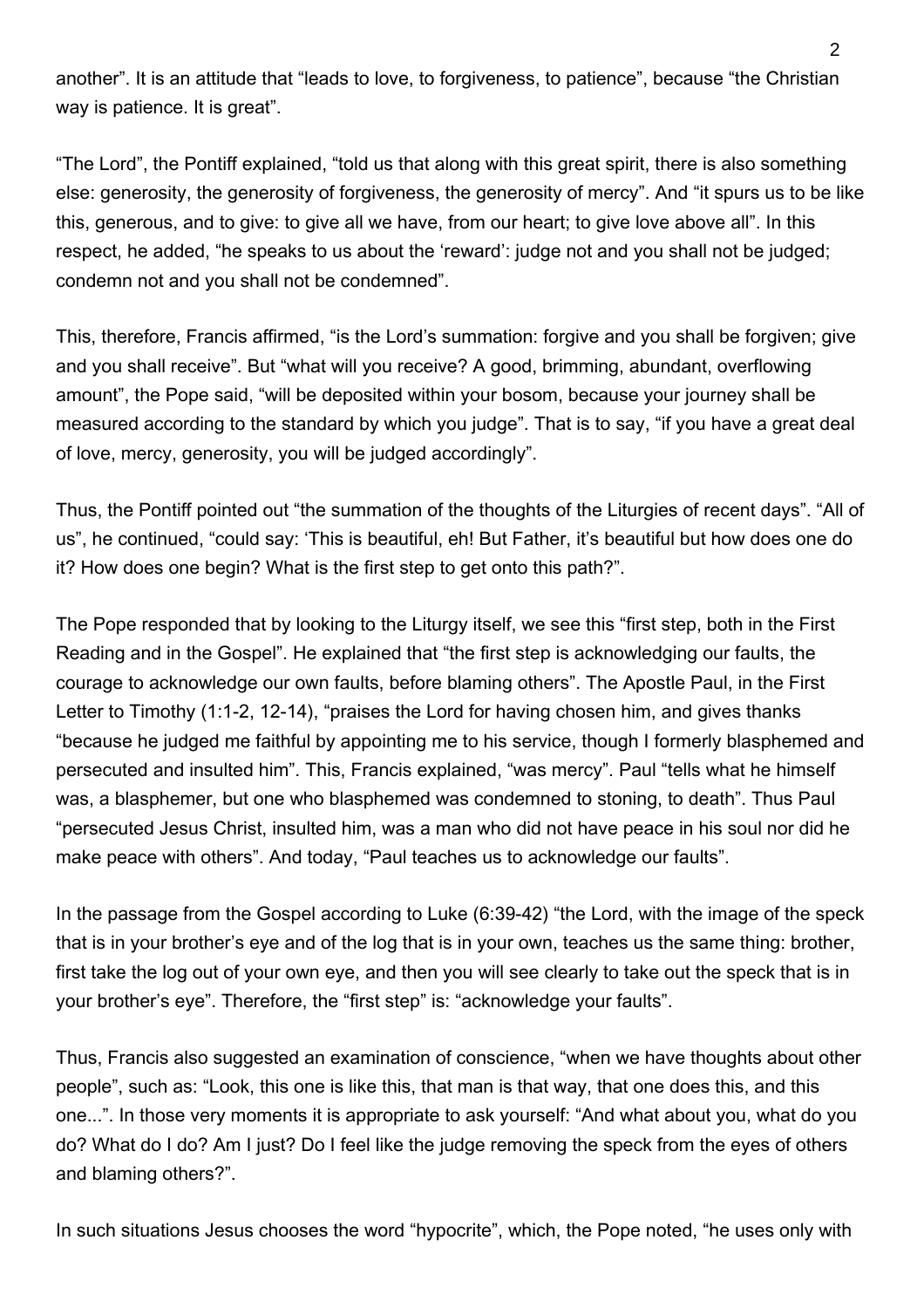another”. It is an attitude that “leads to love, to forgiveness, to patience”, because “the Christian way is patience. It is great”.

“The Lord”, the Pontiff explained, “told us that along with this great spirit, there is also something else: generosity, the generosity of forgiveness, the generosity of mercy”. And “it spurs us to be like this, generous, and to give: to give all we have, from our heart; to give love above all”. In this respect, he added, “he speaks to us about the ‘reward’: judge not and you shall not be judged; condemn not and you shall not be condemned”.

This, therefore, Francis affirmed, “is the Lord’s summation: forgive and you shall be forgiven; give and you shall receive”. But “what will you receive? A good, brimming, abundant, overflowing amount”, the Pope said, “will be deposited within your bosom, because your journey shall be measured according to the standard by which you judge”. That is to say, “if you have a great deal of love, mercy, generosity, you will be judged accordingly”.

Thus, the Pontiff pointed out “the summation of the thoughts of the Liturgies of recent days”. “All of us”, he continued, “could say: ‘This is beautiful, eh! But Father, it’s beautiful but how does one do it? How does one begin? What is the first step to get onto this path?”.

The Pope responded that by looking to the Liturgy itself, we see this “first step, both in the First Reading and in the Gospel”. He explained that “the first step is acknowledging our faults, the courage to acknowledge our own faults, before blaming others”. The Apostle Paul, in the First Letter to Timothy (1:1-2, 12-14), “praises the Lord for having chosen him, and gives thanks “because he judged me faithful by appointing me to his service, though I formerly blasphemed and persecuted and insulted him”. This, Francis explained, “was mercy”. Paul “tells what he himself was, a blasphemer, but one who blasphemed was condemned to stoning, to death”. Thus Paul “persecuted Jesus Christ, insulted him, was a man who did not have peace in his soul nor did he make peace with others”. And today, “Paul teaches us to acknowledge our faults”.

In the passage from the Gospel according to Luke (6:39-42) “the Lord, with the image of the speck that is in your brother’s eye and of the log that is in your own, teaches us the same thing: brother, first take the log out of your own eye, and then you will see clearly to take out the speck that is in your brother’s eye”. Therefore, the “first step” is: “acknowledge your faults”.

Thus, Francis also suggested an examination of conscience, “when we have thoughts about other people”, such as: “Look, this one is like this, that man is that way, that one does this, and this one...”. In those very moments it is appropriate to ask yourself: “And what about you, what do you do? What do I do? Am I just? Do I feel like the judge removing the speck from the eyes of others and blaming others?”.

In such situations Jesus chooses the word “hypocrite”, which, the Pope noted, “he uses only with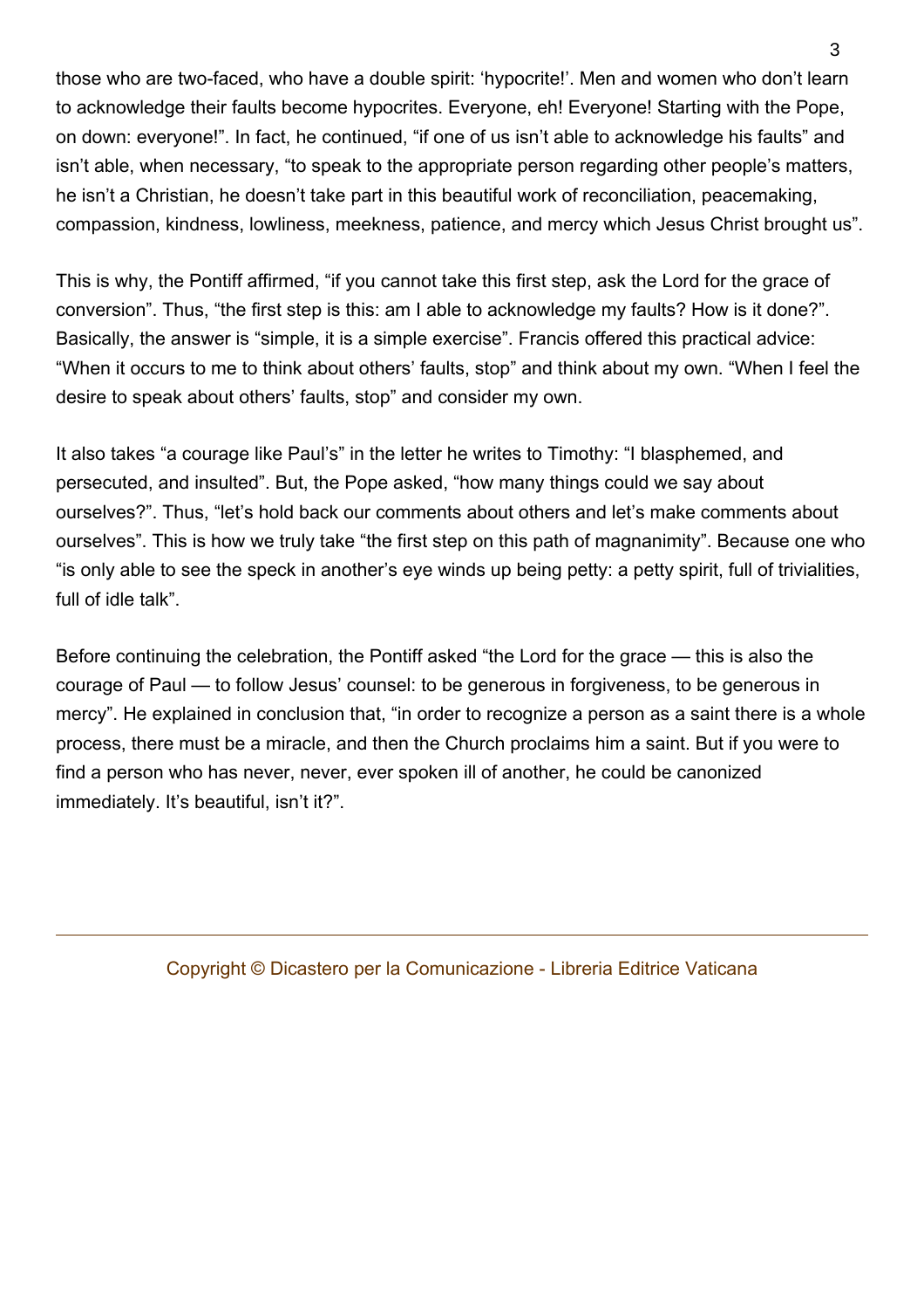those who are two-faced, who have a double spirit: ‘hypocrite!’. Men and women who don’t learn to acknowledge their faults become hypocrites. Everyone, eh! Everyone! Starting with the Pope, on down: everyone!”. In fact, he continued, “if one of us isn’t able to acknowledge his faults” and isn’t able, when necessary, “to speak to the appropriate person regarding other people’s matters, he isn’t a Christian, he doesn’t take part in this beautiful work of reconciliation, peacemaking, compassion, kindness, lowliness, meekness, patience, and mercy which Jesus Christ brought us”.

This is why, the Pontiff affirmed, “if you cannot take this first step, ask the Lord for the grace of conversion”. Thus, “the first step is this: am I able to acknowledge my faults? How is it done?”. Basically, the answer is “simple, it is a simple exercise”. Francis offered this practical advice: “When it occurs to me to think about others’ faults, stop” and think about my own. “When I feel the desire to speak about others’ faults, stop” and consider my own.

It also takes “a courage like Paul’s” in the letter he writes to Timothy: “I blasphemed, and persecuted, and insulted”. But, the Pope asked, “how many things could we say about ourselves?”. Thus, “let’s hold back our comments about others and let’s make comments about ourselves”. This is how we truly take “the first step on this path of magnanimity”. Because one who “is only able to see the speck in another’s eye winds up being petty: a petty spirit, full of trivialities, full of idle talk”.

Before continuing the celebration, the Pontiff asked “the Lord for the grace — this is also the courage of Paul — to follow Jesus’ counsel: to be generous in forgiveness, to be generous in mercy”. He explained in conclusion that, “in order to recognize a person as a saint there is a whole process, there must be a miracle, and then the Church proclaims him a saint. But if you were to find a person who has never, never, ever spoken ill of another, he could be canonized immediately. It’s beautiful, isn’t it?”.

---

Copyright © Dicastero per la Comunicazione - Libreria Editrice Vaticana